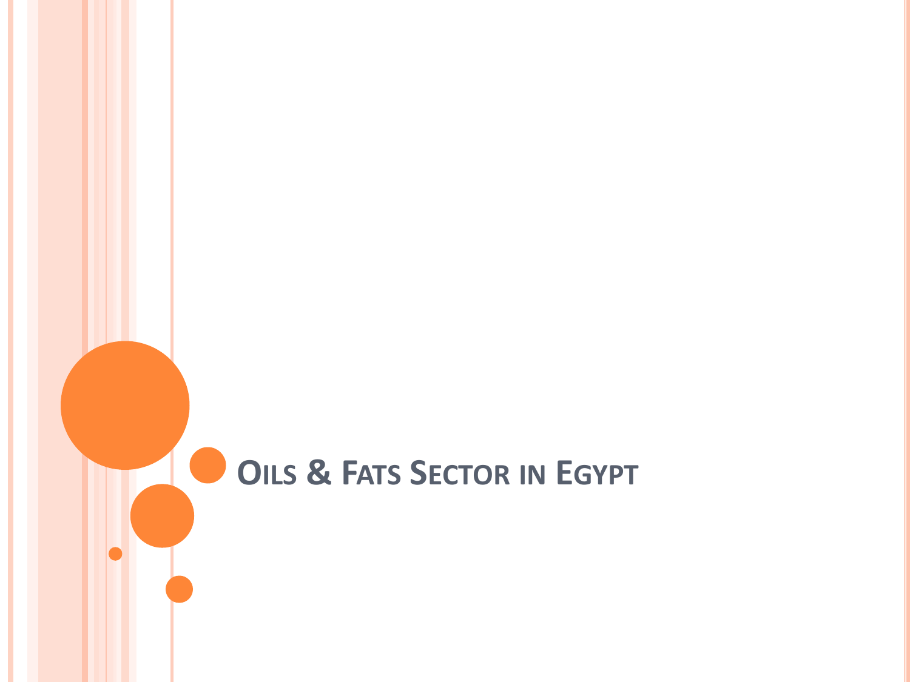# Oils & Fats Sector in Egypt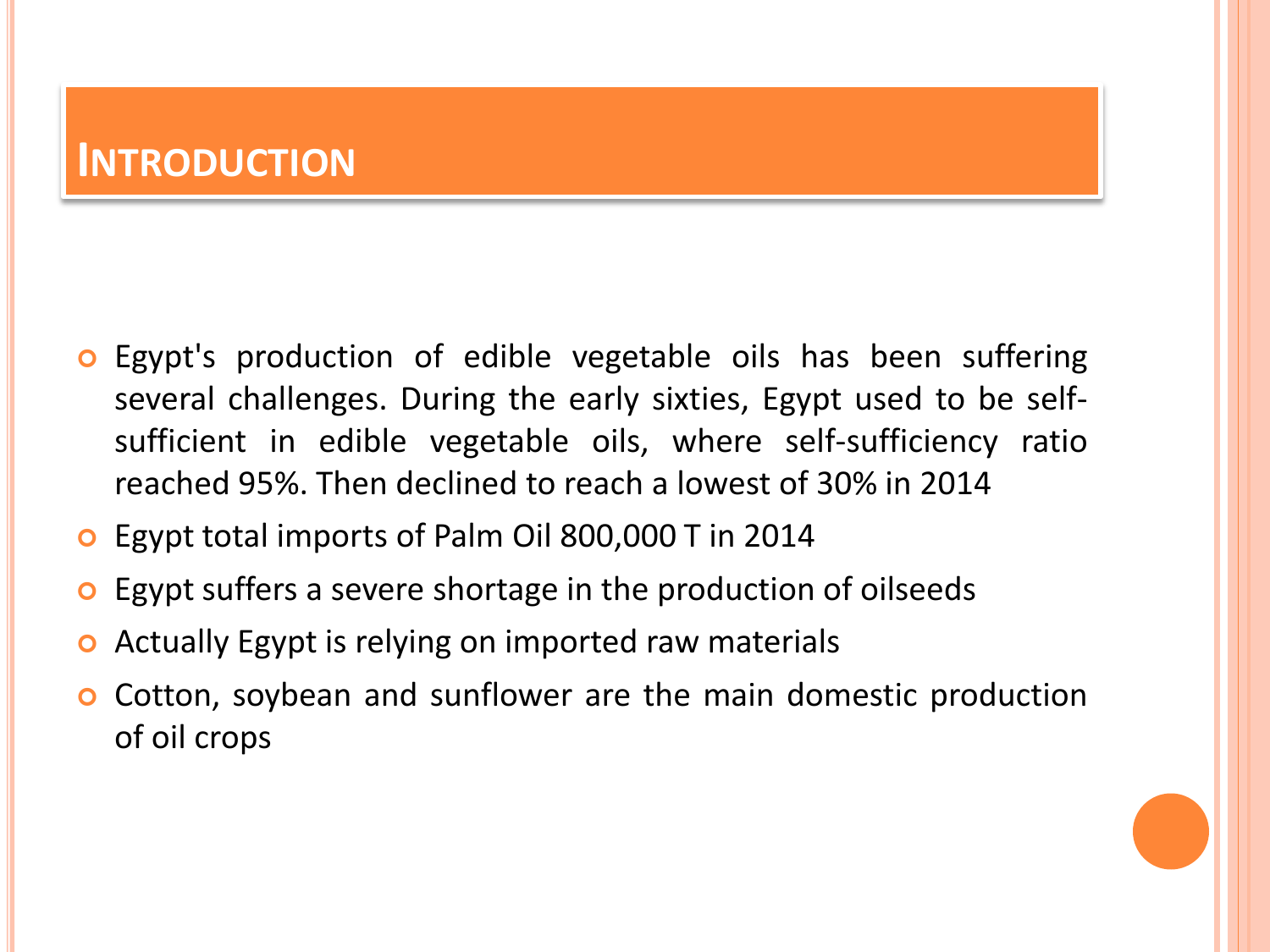# Introduction

- Egypt's production of edible vegetable oils has been suffering several challenges. During the early sixties, Egypt used to be self-sufficient in edible vegetable oils, where self-sufficiency ratio reached 95%. Then declined to reach a lowest of 30% in 2014
- Egypt total imports of Palm Oil 800,000 T in 2014
- Egypt suffers a severe shortage in the production of oilseeds
- Actually Egypt is relying on imported raw materials
- Cotton, soybean and sunflower are the main domestic production of oil crops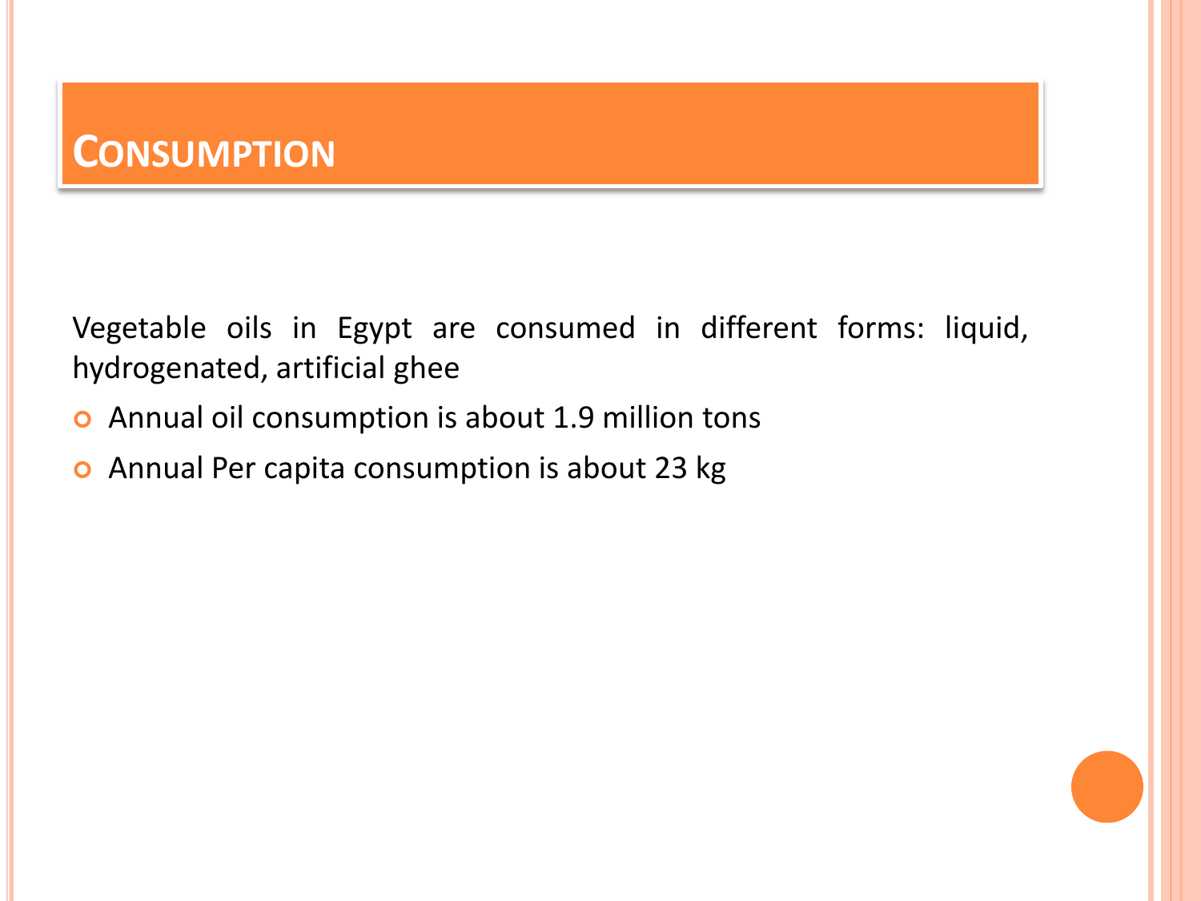# Consumption

Vegetable oils in Egypt are consumed in different forms: liquid, hydrogenated, artificial ghee

- Annual oil consumption is about 1.9 million tons
- Annual Per capita consumption is about 23 kg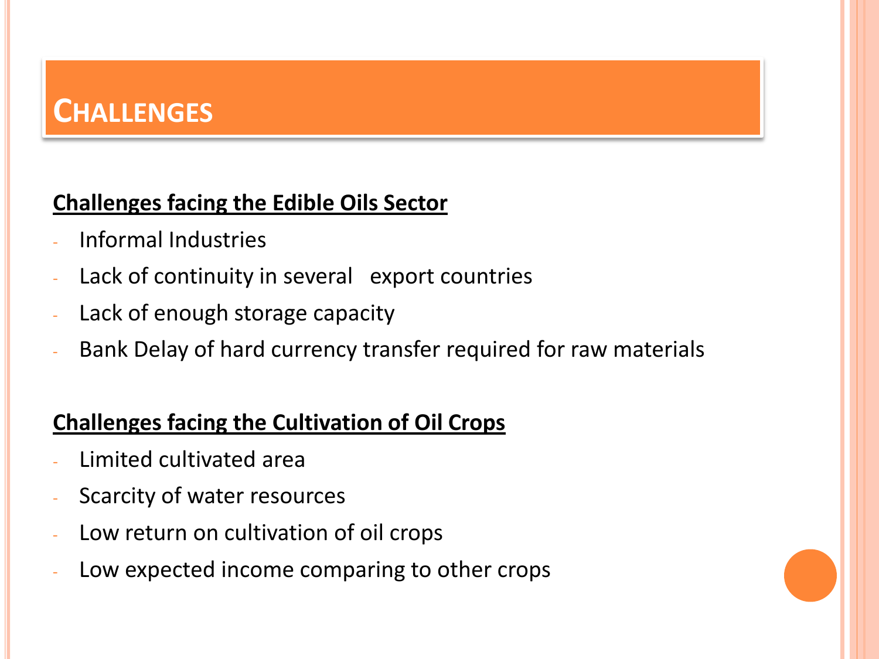# Challenges

**Challenges facing the Edible Oils Sector**

- Informal Industries
- Lack of continuity in several export countries
- Lack of enough storage capacity
- Bank Delay of hard currency transfer required for raw materials

**Challenges facing the Cultivation of Oil Crops**

- Limited cultivated area
- Scarcity of water resources
- Low return on cultivation of oil crops
- Low expected income comparing to other crops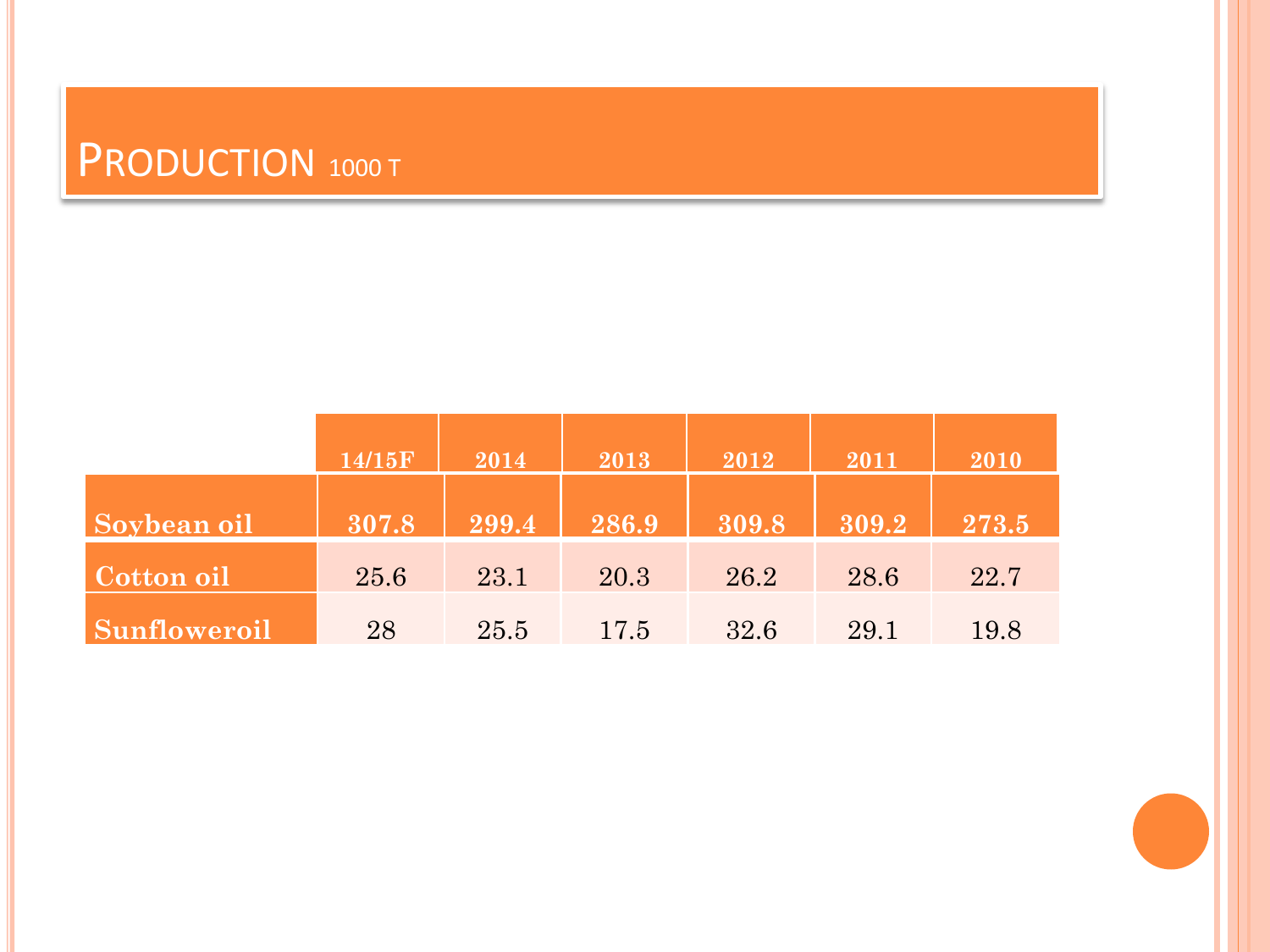# Production 1000 T

| | 14/15F | 2014 | 2013 | 2012 | 2011 | 2010 |
|---|---|---|---|---|---|---|
| **Soybean oil** | **307.8** | **299.4** | **286.9** | **309.8** | **309.2** | **273.5** |
| **Cotton oil** | 25.6 | 23.1 | 20.3 | 26.2 | 28.6 | 22.7 |
| **Sunfloweroil** | 28 | 25.5 | 17.5 | 32.6 | 29.1 | 19.8 |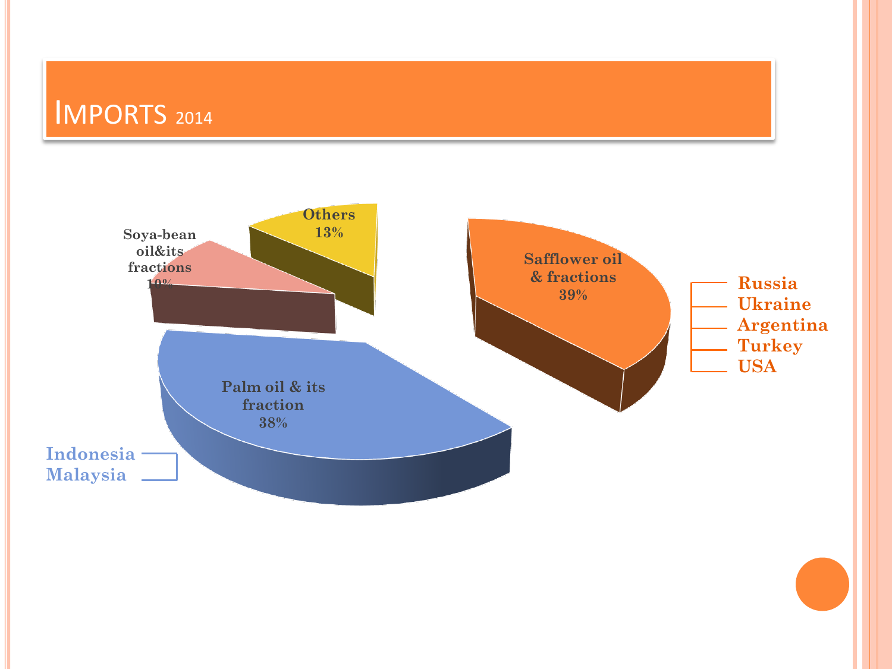# IMPORTS 2014

Others 13%

Soya-bean oil&its fractions 10%

Safflower oil & fractions 39%

- Russia
- Ukraine
- Argentina
- Turkey
- USA

Palm oil & its fraction 38%

- Indonesia
- Malaysia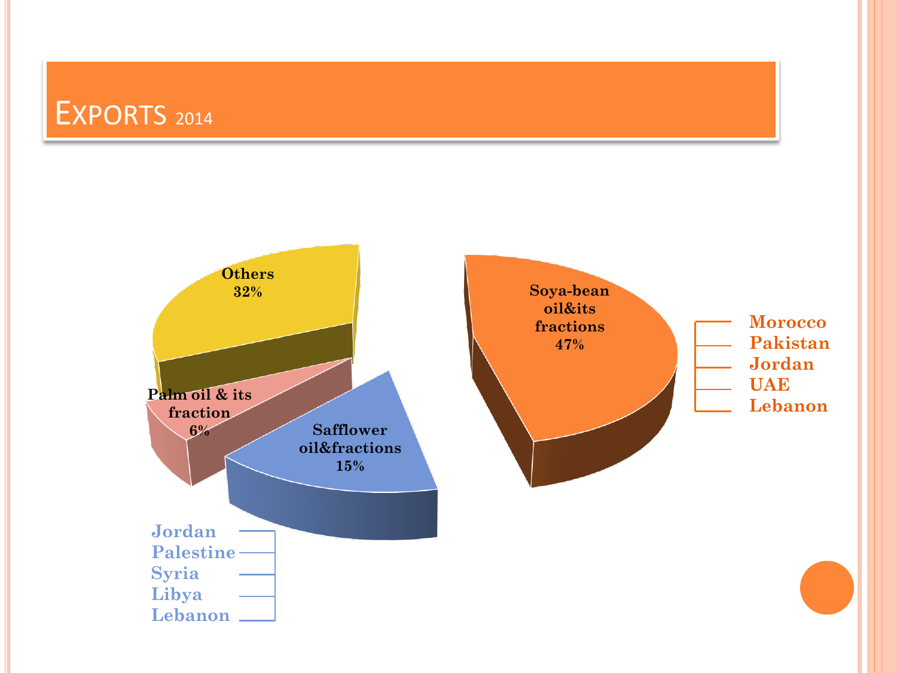# EXPORTS 2014

| Product | Share | Main destinations |
| --- | --- | --- |
| Soya-bean oil&its fractions | 47% | Morocco, Pakistan, Jordan, UAE, Lebanon |
| Safflower oil&fractions | 15% | Jordan, Palestine, Syria, Libya, Lebanon |
| Palm oil & its fraction | 6% | |
| Others | 32% | |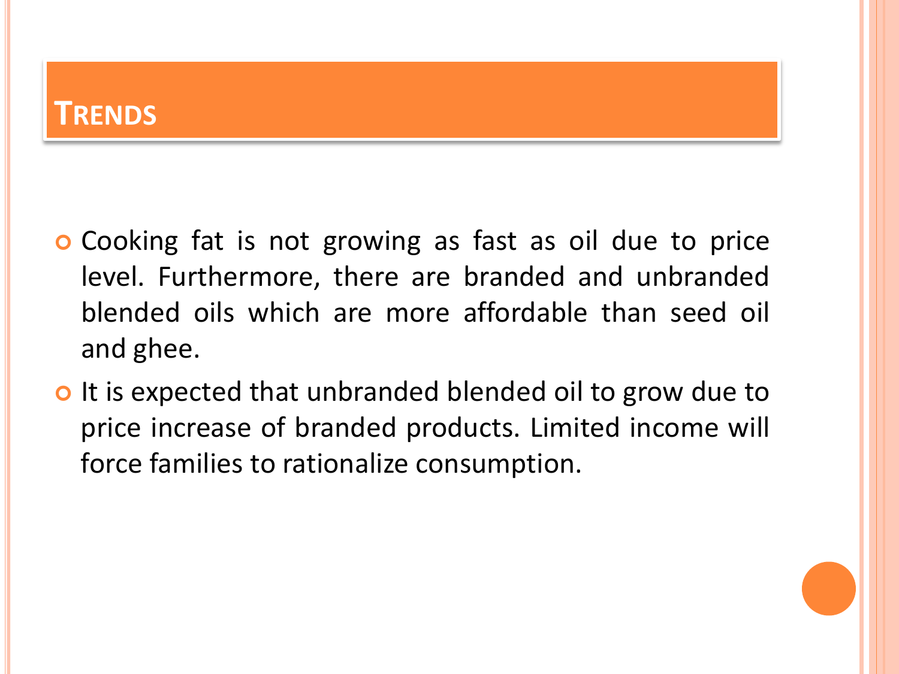# Trends

- Cooking fat is not growing as fast as oil due to price level. Furthermore, there are branded and unbranded blended oils which are more affordable than seed oil and ghee.
- It is expected that unbranded blended oil to grow due to price increase of branded products. Limited income will force families to rationalize consumption.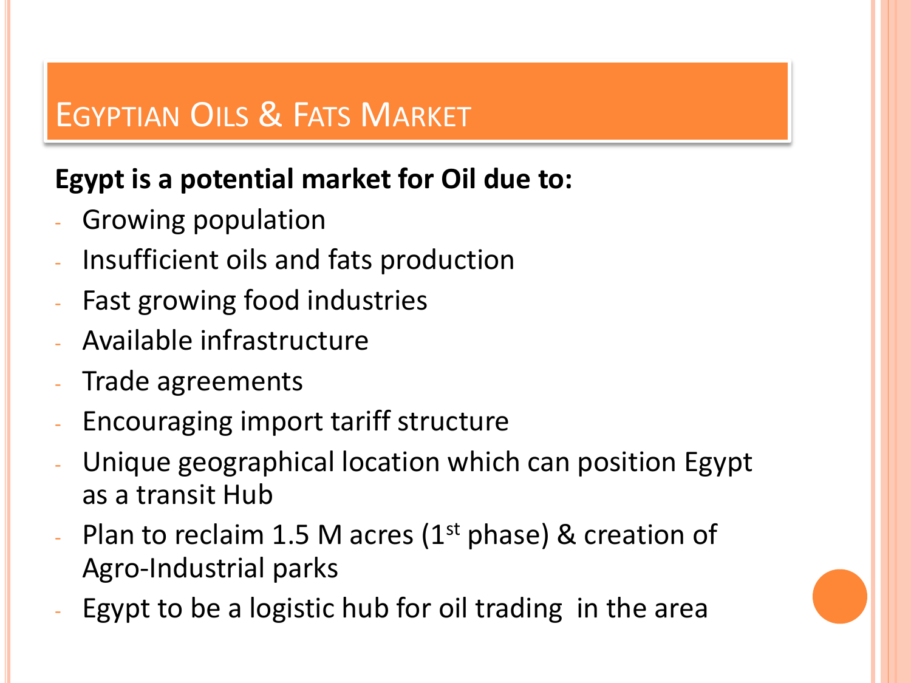# Egyptian Oils & Fats Market

**Egypt is a potential market for Oil due to:**

- Growing population
- Insufficient oils and fats production
- Fast growing food industries
- Available infrastructure
- Trade agreements
- Encouraging import tariff structure
- Unique geographical location which can position Egypt as a transit Hub
- Plan to reclaim 1.5 M acres (1$^{st}$ phase) & creation of Agro-Industrial parks
- Egypt to be a logistic hub for oil trading in the area